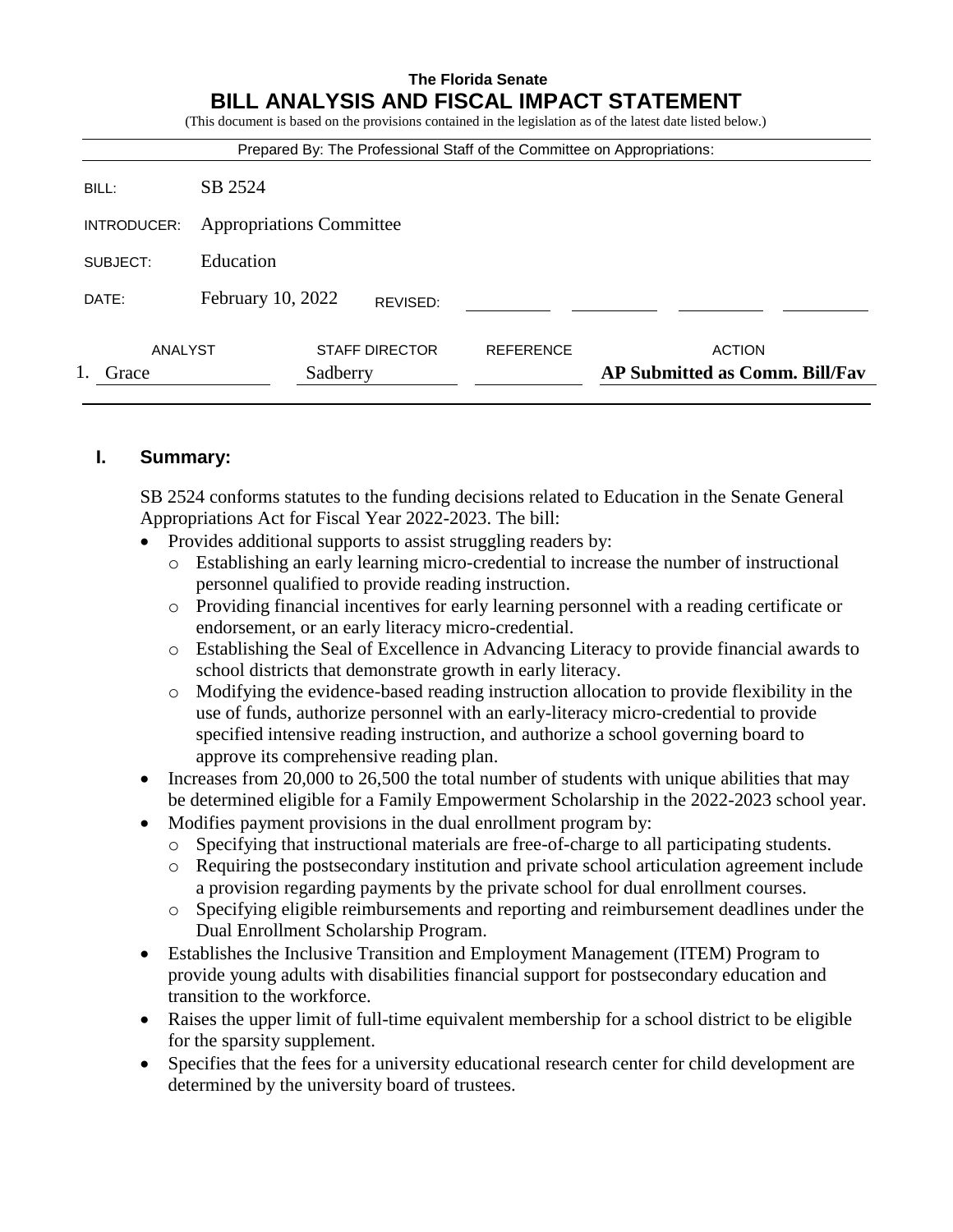**The Florida Senate**

# BILL ANALYSIS AND FISCAL IMPACT STATEMENT

(This document is based on the provisions contained in the legislation as of the latest date listed below.)

Prepared By: The Professional Staff of the Committee on Appropriations:

| | |
|---|---|
| BILL: | SB 2524 |
| INTRODUCER: | Appropriations Committee |
| SUBJECT: | Education |
| DATE: | February 10, 2022 REVISED: |

| | ANALYST | STAFF DIRECTOR | REFERENCE | ACTION |
|---|---|---|---|---|
| 1. | Grace | Sadberry | | **AP Submitted as Comm. Bill/Fav** |

## I. Summary:

SB 2524 conforms statutes to the funding decisions related to Education in the Senate General Appropriations Act for Fiscal Year 2022-2023. The bill:

- Provides additional supports to assist struggling readers by:
  - Establishing an early learning micro-credential to increase the number of instructional personnel qualified to provide reading instruction.
  - Providing financial incentives for early learning personnel with a reading certificate or endorsement, or an early literacy micro-credential.
  - Establishing the Seal of Excellence in Advancing Literacy to provide financial awards to school districts that demonstrate growth in early literacy.
  - Modifying the evidence-based reading instruction allocation to provide flexibility in the use of funds, authorize personnel with an early-literacy micro-credential to provide specified intensive reading instruction, and authorize a school governing board to approve its comprehensive reading plan.
- Increases from 20,000 to 26,500 the total number of students with unique abilities that may be determined eligible for a Family Empowerment Scholarship in the 2022-2023 school year.
- Modifies payment provisions in the dual enrollment program by:
  - Specifying that instructional materials are free-of-charge to all participating students.
  - Requiring the postsecondary institution and private school articulation agreement include a provision regarding payments by the private school for dual enrollment courses.
  - Specifying eligible reimbursements and reporting and reimbursement deadlines under the Dual Enrollment Scholarship Program.
- Establishes the Inclusive Transition and Employment Management (ITEM) Program to provide young adults with disabilities financial support for postsecondary education and transition to the workforce.
- Raises the upper limit of full-time equivalent membership for a school district to be eligible for the sparsity supplement.
- Specifies that the fees for a university educational research center for child development are determined by the university board of trustees.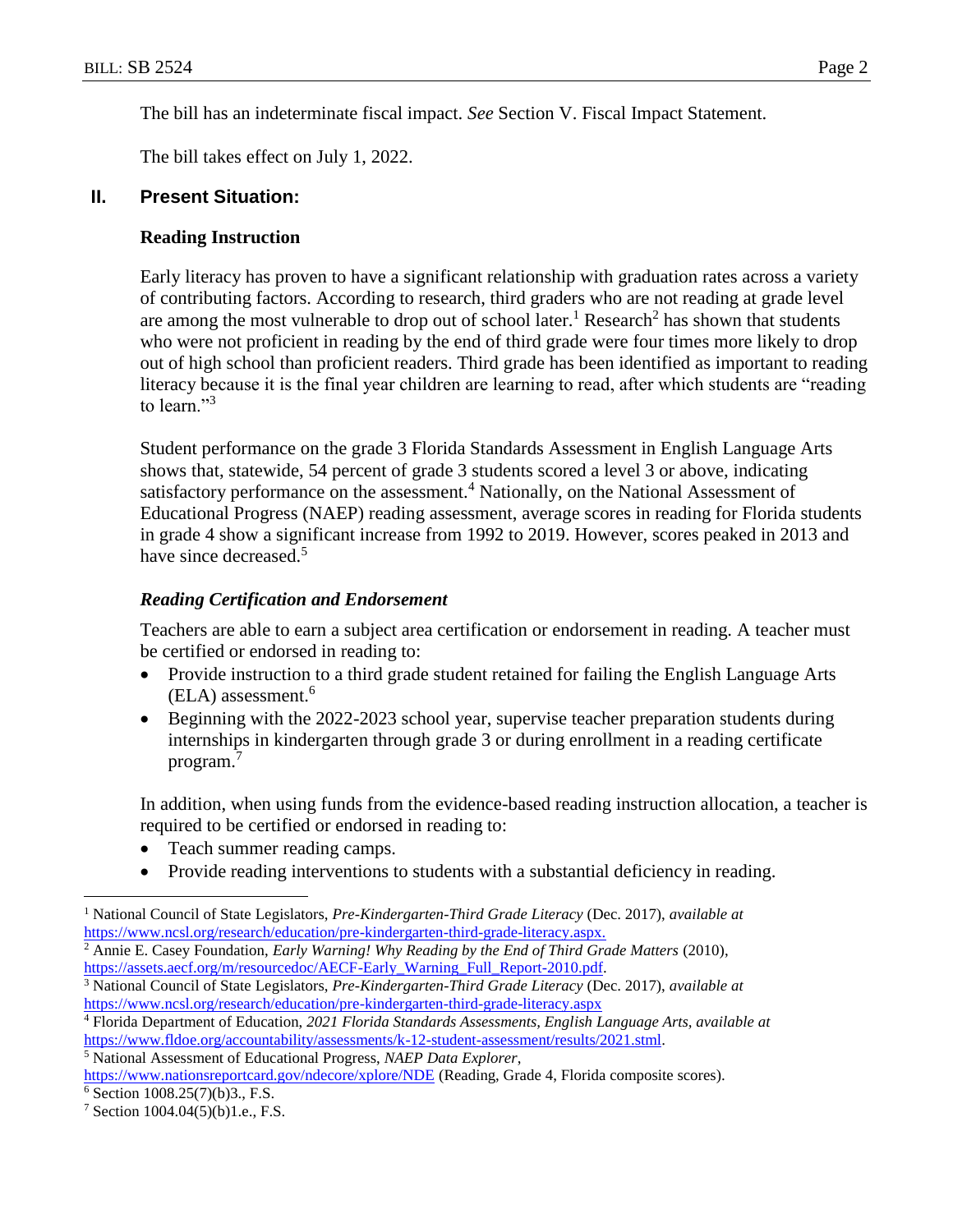The bill has an indeterminate fiscal impact. *See* Section V. Fiscal Impact Statement.

The bill takes effect on July 1, 2022.

## II. Present Situation:

### Reading Instruction

Early literacy has proven to have a significant relationship with graduation rates across a variety of contributing factors. According to research, third graders who are not reading at grade level are among the most vulnerable to drop out of school later.[1] Research[2] has shown that students who were not proficient in reading by the end of third grade were four times more likely to drop out of high school than proficient readers. Third grade has been identified as important to reading literacy because it is the final year children are learning to read, after which students are "reading to learn."[3]

Student performance on the grade 3 Florida Standards Assessment in English Language Arts shows that, statewide, 54 percent of grade 3 students scored a level 3 or above, indicating satisfactory performance on the assessment.[4] Nationally, on the National Assessment of Educational Progress (NAEP) reading assessment, average scores in reading for Florida students in grade 4 show a significant increase from 1992 to 2019. However, scores peaked in 2013 and have since decreased.[5]

#### *Reading Certification and Endorsement*

Teachers are able to earn a subject area certification or endorsement in reading. A teacher must be certified or endorsed in reading to:

- Provide instruction to a third grade student retained for failing the English Language Arts (ELA) assessment.[6]
- Beginning with the 2022-2023 school year, supervise teacher preparation students during internships in kindergarten through grade 3 or during enrollment in a reading certificate program.[7]

In addition, when using funds from the evidence-based reading instruction allocation, a teacher is required to be certified or endorsed in reading to:

- Teach summer reading camps.
- Provide reading interventions to students with a substantial deficiency in reading.

---

[1] National Council of State Legislators, *Pre-Kindergarten-Third Grade Literacy* (Dec. 2017), *available at* https://www.ncsl.org/research/education/pre-kindergarten-third-grade-literacy.aspx.

[2] Annie E. Casey Foundation, *Early Warning! Why Reading by the End of Third Grade Matters* (2010), https://assets.aecf.org/m/resourcedoc/AECF-Early_Warning_Full_Report-2010.pdf.

[3] National Council of State Legislators, *Pre-Kindergarten-Third Grade Literacy* (Dec. 2017), *available at* https://www.ncsl.org/research/education/pre-kindergarten-third-grade-literacy.aspx

[4] Florida Department of Education, *2021 Florida Standards Assessments, English Language Arts*, *available at* https://www.fldoe.org/accountability/assessments/k-12-student-assessment/results/2021.stml.

[5] National Assessment of Educational Progress, *NAEP Data Explorer*, https://www.nationsreportcard.gov/ndecore/xplore/NDE (Reading, Grade 4, Florida composite scores).

[6] Section 1008.25(7)(b)3., F.S.

[7] Section 1004.04(5)(b)1.e., F.S.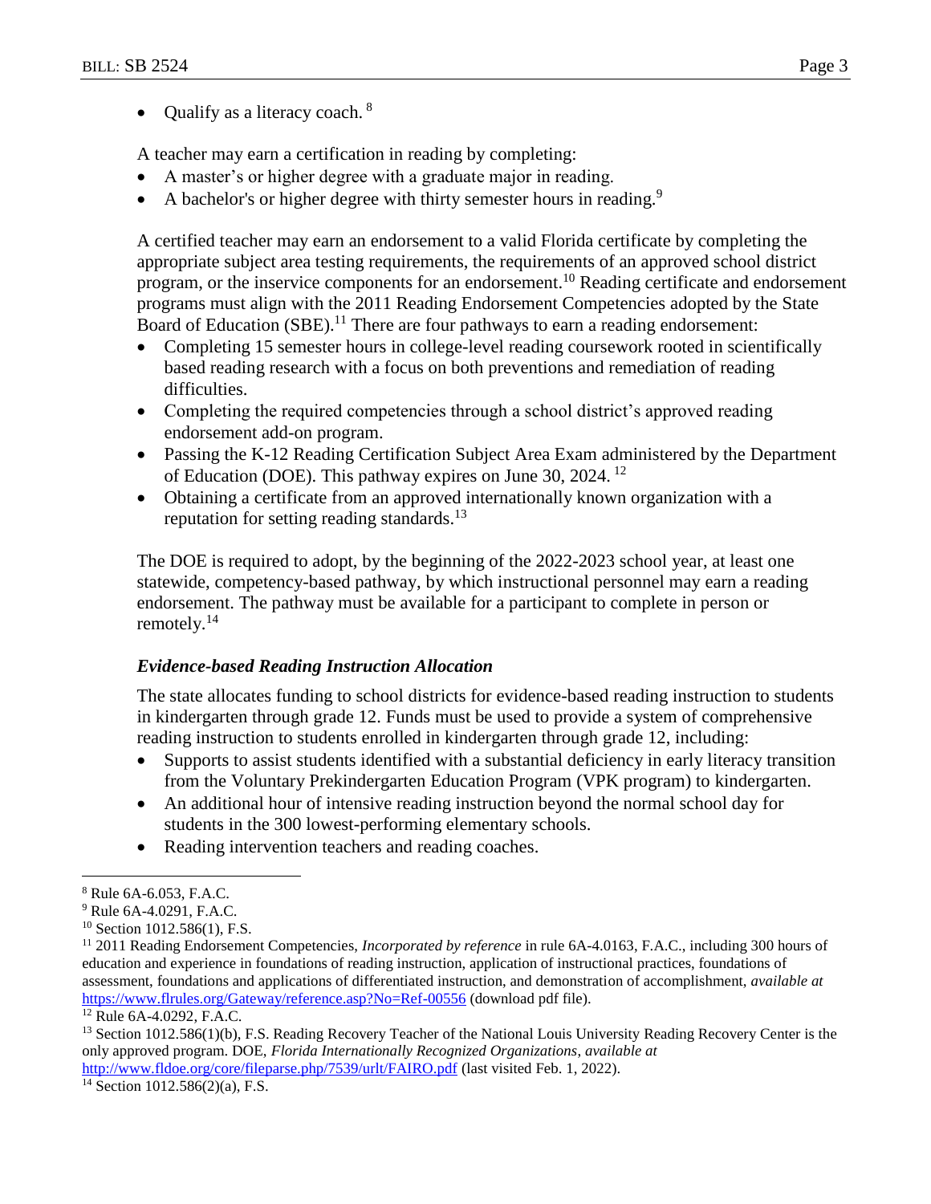- Qualify as a literacy coach. [8]

A teacher may earn a certification in reading by completing:

- A master's or higher degree with a graduate major in reading.
- A bachelor's or higher degree with thirty semester hours in reading.[9]

A certified teacher may earn an endorsement to a valid Florida certificate by completing the appropriate subject area testing requirements, the requirements of an approved school district program, or the inservice components for an endorsement.[10] Reading certificate and endorsement programs must align with the 2011 Reading Endorsement Competencies adopted by the State Board of Education (SBE).[11] There are four pathways to earn a reading endorsement:

- Completing 15 semester hours in college-level reading coursework rooted in scientifically based reading research with a focus on both preventions and remediation of reading difficulties.
- Completing the required competencies through a school district's approved reading endorsement add-on program.
- Passing the K-12 Reading Certification Subject Area Exam administered by the Department of Education (DOE). This pathway expires on June 30, 2024. [12]
- Obtaining a certificate from an approved internationally known organization with a reputation for setting reading standards.[13]

The DOE is required to adopt, by the beginning of the 2022-2023 school year, at least one statewide, competency-based pathway, by which instructional personnel may earn a reading endorsement. The pathway must be available for a participant to complete in person or remotely.[14]

### *Evidence-based Reading Instruction Allocation*

The state allocates funding to school districts for evidence-based reading instruction to students in kindergarten through grade 12. Funds must be used to provide a system of comprehensive reading instruction to students enrolled in kindergarten through grade 12, including:

- Supports to assist students identified with a substantial deficiency in early literacy transition from the Voluntary Prekindergarten Education Program (VPK program) to kindergarten.
- An additional hour of intensive reading instruction beyond the normal school day for students in the 300 lowest-performing elementary schools.
- Reading intervention teachers and reading coaches.

---

[8] Rule 6A-6.053, F.A.C.

[9] Rule 6A-4.0291, F.A.C.

[10] Section 1012.586(1), F.S.

[11] 2011 Reading Endorsement Competencies, *Incorporated by reference* in rule 6A-4.0163, F.A.C., including 300 hours of education and experience in foundations of reading instruction, application of instructional practices, foundations of assessment, foundations and applications of differentiated instruction, and demonstration of accomplishment, *available at* https://www.flrules.org/Gateway/reference.asp?No=Ref-00556 (download pdf file).

[12] Rule 6A-4.0292, F.A.C.

[13] Section 1012.586(1)(b), F.S. Reading Recovery Teacher of the National Louis University Reading Recovery Center is the only approved program. DOE, *Florida Internationally Recognized Organizations*, *available at* http://www.fldoe.org/core/fileparse.php/7539/urlt/FAIRO.pdf (last visited Feb. 1, 2022).

[14] Section 1012.586(2)(a), F.S.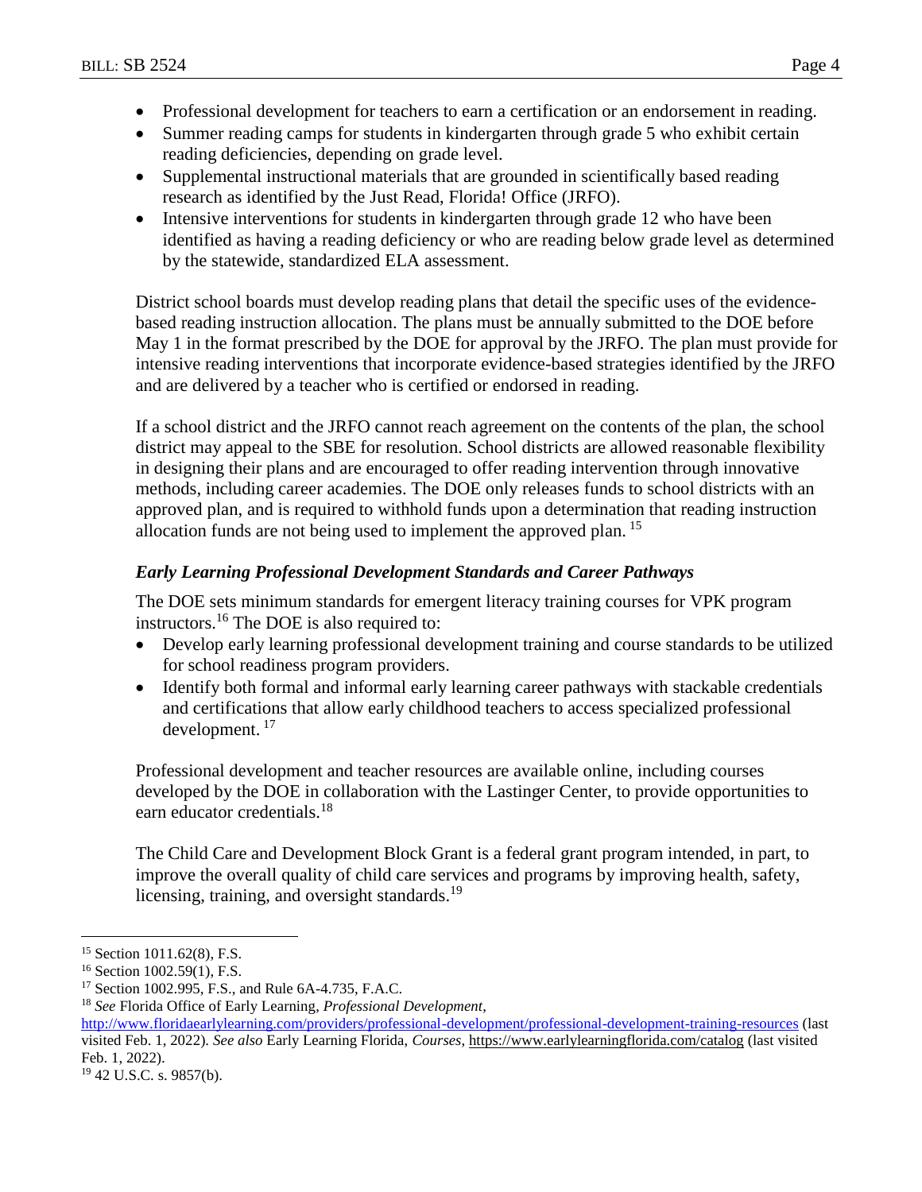- Professional development for teachers to earn a certification or an endorsement in reading.
- Summer reading camps for students in kindergarten through grade 5 who exhibit certain reading deficiencies, depending on grade level.
- Supplemental instructional materials that are grounded in scientifically based reading research as identified by the Just Read, Florida! Office (JRFO).
- Intensive interventions for students in kindergarten through grade 12 who have been identified as having a reading deficiency or who are reading below grade level as determined by the statewide, standardized ELA assessment.

District school boards must develop reading plans that detail the specific uses of the evidence-based reading instruction allocation. The plans must be annually submitted to the DOE before May 1 in the format prescribed by the DOE for approval by the JRFO. The plan must provide for intensive reading interventions that incorporate evidence-based strategies identified by the JRFO and are delivered by a teacher who is certified or endorsed in reading.

If a school district and the JRFO cannot reach agreement on the contents of the plan, the school district may appeal to the SBE for resolution. School districts are allowed reasonable flexibility in designing their plans and are encouraged to offer reading intervention through innovative methods, including career academies. The DOE only releases funds to school districts with an approved plan, and is required to withhold funds upon a determination that reading instruction allocation funds are not being used to implement the approved plan. [15]

### *Early Learning Professional Development Standards and Career Pathways*

The DOE sets minimum standards for emergent literacy training courses for VPK program instructors.[16] The DOE is also required to:

- Develop early learning professional development training and course standards to be utilized for school readiness program providers.
- Identify both formal and informal early learning career pathways with stackable credentials and certifications that allow early childhood teachers to access specialized professional development. [17]

Professional development and teacher resources are available online, including courses developed by the DOE in collaboration with the Lastinger Center, to provide opportunities to earn educator credentials.[18]

The Child Care and Development Block Grant is a federal grant program intended, in part, to improve the overall quality of child care services and programs by improving health, safety, licensing, training, and oversight standards.[19]

---

[15] Section 1011.62(8), F.S.

[16] Section 1002.59(1), F.S.

[17] Section 1002.995, F.S., and Rule 6A-4.735, F.A.C.

[18] *See* Florida Office of Early Learning, *Professional Development*, http://www.floridaearlylearning.com/providers/professional-development/professional-development-training-resources (last visited Feb. 1, 2022). *See also* Early Learning Florida, *Courses*, https://www.earlylearningflorida.com/catalog (last visited Feb. 1, 2022).

[19] 42 U.S.C. s. 9857(b).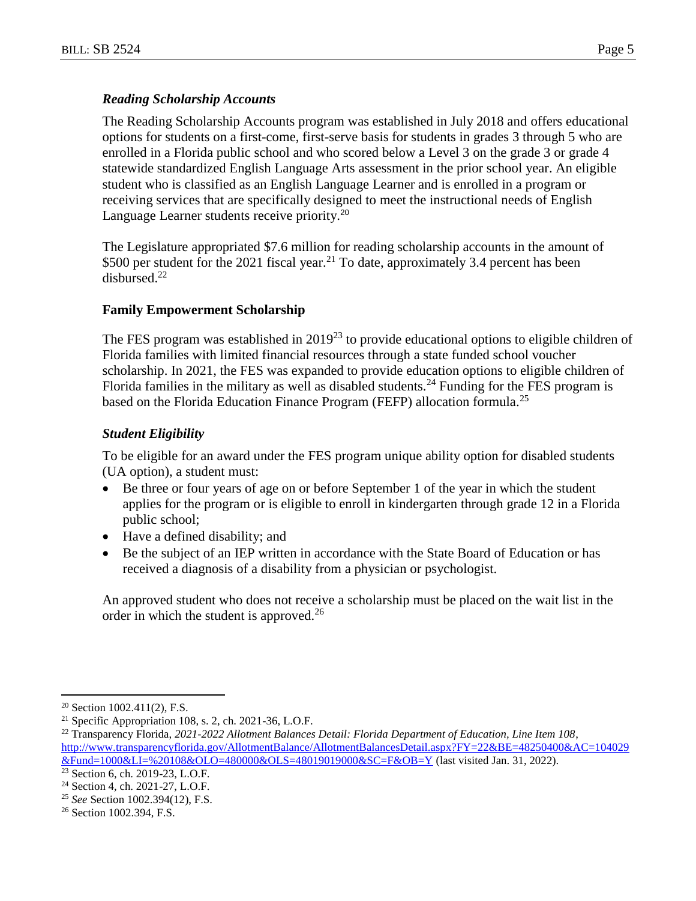### *Reading Scholarship Accounts*

The Reading Scholarship Accounts program was established in July 2018 and offers educational options for students on a first-come, first-serve basis for students in grades 3 through 5 who are enrolled in a Florida public school and who scored below a Level 3 on the grade 3 or grade 4 statewide standardized English Language Arts assessment in the prior school year. An eligible student who is classified as an English Language Learner and is enrolled in a program or receiving services that are specifically designed to meet the instructional needs of English Language Learner students receive priority.[20]

The Legislature appropriated $7.6 million for reading scholarship accounts in the amount of $500 per student for the 2021 fiscal year.[21] To date, approximately 3.4 percent has been disbursed.[22]

### **Family Empowerment Scholarship**

The FES program was established in 2019[23] to provide educational options to eligible children of Florida families with limited financial resources through a state funded school voucher scholarship. In 2021, the FES was expanded to provide education options to eligible children of Florida families in the military as well as disabled students.[24] Funding for the FES program is based on the Florida Education Finance Program (FEFP) allocation formula.[25]

### *Student Eligibility*

To be eligible for an award under the FES program unique ability option for disabled students (UA option), a student must:

- Be three or four years of age on or before September 1 of the year in which the student applies for the program or is eligible to enroll in kindergarten through grade 12 in a Florida public school;
- Have a defined disability; and
- Be the subject of an IEP written in accordance with the State Board of Education or has received a diagnosis of a disability from a physician or psychologist.

An approved student who does not receive a scholarship must be placed on the wait list in the order in which the student is approved.[26]

---

[20] Section 1002.411(2), F.S.

[21] Specific Appropriation 108, s. 2, ch. 2021-36, L.O.F.

[22] Transparency Florida, *2021-2022 Allotment Balances Detail: Florida Department of Education, Line Item 108*, http://www.transparencyflorida.gov/AllotmentBalance/AllotmentBalancesDetail.aspx?FY=22&BE=48250400&AC=104029&Fund=1000&LI=%20108&OLO=480000&OLS=48019019000&SC=F&OB=Y (last visited Jan. 31, 2022).

[23] Section 6, ch. 2019-23, L.O.F.

[24] Section 4, ch. 2021-27, L.O.F.

[25] *See* Section 1002.394(12), F.S.

[26] Section 1002.394, F.S.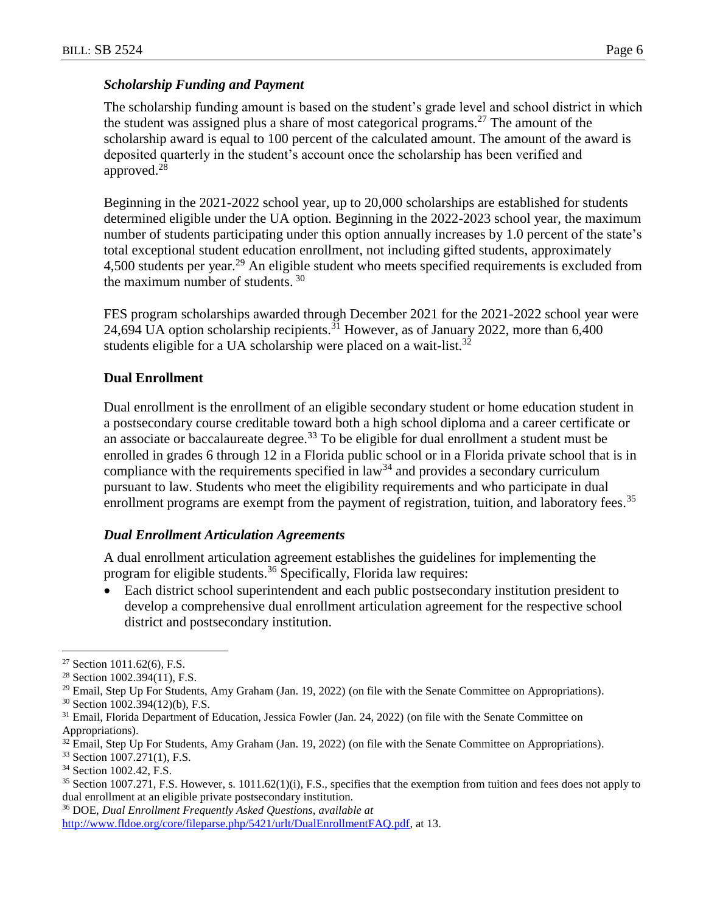### *Scholarship Funding and Payment*

The scholarship funding amount is based on the student's grade level and school district in which the student was assigned plus a share of most categorical programs.[27] The amount of the scholarship award is equal to 100 percent of the calculated amount. The amount of the award is deposited quarterly in the student's account once the scholarship has been verified and approved.[28]

Beginning in the 2021-2022 school year, up to 20,000 scholarships are established for students determined eligible under the UA option. Beginning in the 2022-2023 school year, the maximum number of students participating under this option annually increases by 1.0 percent of the state's total exceptional student education enrollment, not including gifted students, approximately 4,500 students per year.[29] An eligible student who meets specified requirements is excluded from the maximum number of students. [30]

FES program scholarships awarded through December 2021 for the 2021-2022 school year were 24,694 UA option scholarship recipients.[31] However, as of January 2022, more than 6,400 students eligible for a UA scholarship were placed on a wait-list.[32]

### Dual Enrollment

Dual enrollment is the enrollment of an eligible secondary student or home education student in a postsecondary course creditable toward both a high school diploma and a career certificate or an associate or baccalaureate degree.[33] To be eligible for dual enrollment a student must be enrolled in grades 6 through 12 in a Florida public school or in a Florida private school that is in compliance with the requirements specified in law[34] and provides a secondary curriculum pursuant to law. Students who meet the eligibility requirements and who participate in dual enrollment programs are exempt from the payment of registration, tuition, and laboratory fees.[35]

### *Dual Enrollment Articulation Agreements*

A dual enrollment articulation agreement establishes the guidelines for implementing the program for eligible students.[36] Specifically, Florida law requires:

- Each district school superintendent and each public postsecondary institution president to develop a comprehensive dual enrollment articulation agreement for the respective school district and postsecondary institution.

---

[27] Section 1011.62(6), F.S.

[28] Section 1002.394(11), F.S.

[29] Email, Step Up For Students, Amy Graham (Jan. 19, 2022) (on file with the Senate Committee on Appropriations).

[30] Section 1002.394(12)(b), F.S.

[31] Email, Florida Department of Education, Jessica Fowler (Jan. 24, 2022) (on file with the Senate Committee on Appropriations).

[32] Email, Step Up For Students, Amy Graham (Jan. 19, 2022) (on file with the Senate Committee on Appropriations).

[33] Section 1007.271(1), F.S.

[34] Section 1002.42, F.S.

[35] Section 1007.271, F.S. However, s. 1011.62(1)(i), F.S., specifies that the exemption from tuition and fees does not apply to dual enrollment at an eligible private postsecondary institution.

[36] DOE, *Dual Enrollment Frequently Asked Questions*, *available at* http://www.fldoe.org/core/fileparse.php/5421/urlt/DualEnrollmentFAQ.pdf, at 13.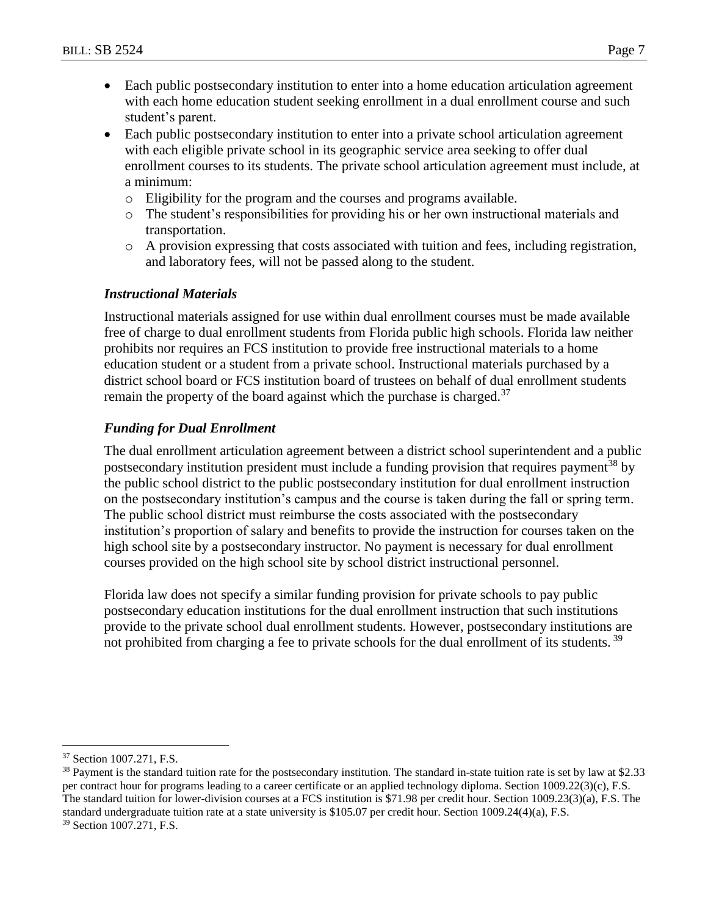- Each public postsecondary institution to enter into a home education articulation agreement with each home education student seeking enrollment in a dual enrollment course and such student's parent.
- Each public postsecondary institution to enter into a private school articulation agreement with each eligible private school in its geographic service area seeking to offer dual enrollment courses to its students. The private school articulation agreement must include, at a minimum:
  - Eligibility for the program and the courses and programs available.
  - The student's responsibilities for providing his or her own instructional materials and transportation.
  - A provision expressing that costs associated with tuition and fees, including registration, and laboratory fees, will not be passed along to the student.

### *Instructional Materials*

Instructional materials assigned for use within dual enrollment courses must be made available free of charge to dual enrollment students from Florida public high schools. Florida law neither prohibits nor requires an FCS institution to provide free instructional materials to a home education student or a student from a private school. Instructional materials purchased by a district school board or FCS institution board of trustees on behalf of dual enrollment students remain the property of the board against which the purchase is charged.[37]

### *Funding for Dual Enrollment*

The dual enrollment articulation agreement between a district school superintendent and a public postsecondary institution president must include a funding provision that requires payment[38] by the public school district to the public postsecondary institution for dual enrollment instruction on the postsecondary institution's campus and the course is taken during the fall or spring term. The public school district must reimburse the costs associated with the postsecondary institution's proportion of salary and benefits to provide the instruction for courses taken on the high school site by a postsecondary instructor. No payment is necessary for dual enrollment courses provided on the high school site by school district instructional personnel.

Florida law does not specify a similar funding provision for private schools to pay public postsecondary education institutions for the dual enrollment instruction that such institutions provide to the private school dual enrollment students. However, postsecondary institutions are not prohibited from charging a fee to private schools for the dual enrollment of its students.[39]

---

[37] Section 1007.271, F.S.

[38] Payment is the standard tuition rate for the postsecondary institution. The standard in-state tuition rate is set by law at $2.33 per contract hour for programs leading to a career certificate or an applied technology diploma. Section 1009.22(3)(c), F.S. The standard tuition for lower-division courses at a FCS institution is $71.98 per credit hour. Section 1009.23(3)(a), F.S. The standard undergraduate tuition rate at a state university is $105.07 per credit hour. Section 1009.24(4)(a), F.S.

[39] Section 1007.271, F.S.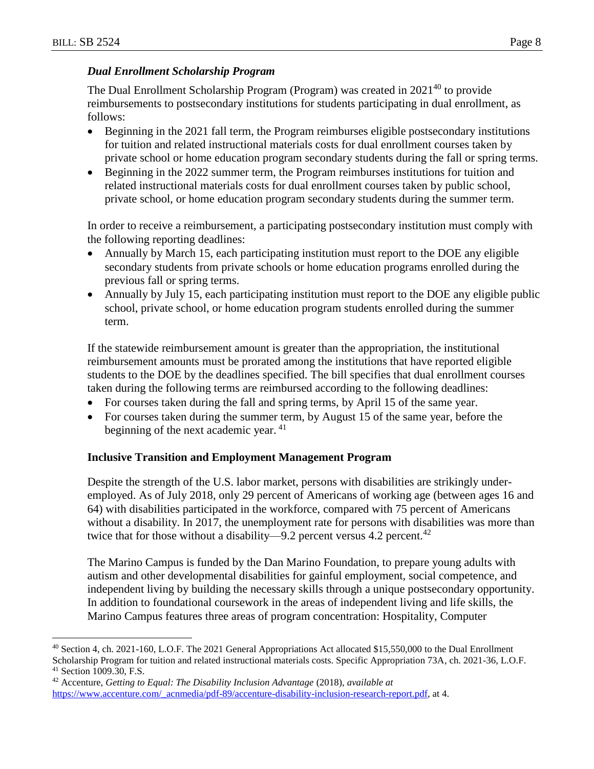### *Dual Enrollment Scholarship Program*

The Dual Enrollment Scholarship Program (Program) was created in 2021[40] to provide reimbursements to postsecondary institutions for students participating in dual enrollment, as follows:

- Beginning in the 2021 fall term, the Program reimburses eligible postsecondary institutions for tuition and related instructional materials costs for dual enrollment courses taken by private school or home education program secondary students during the fall or spring terms.
- Beginning in the 2022 summer term, the Program reimburses institutions for tuition and related instructional materials costs for dual enrollment courses taken by public school, private school, or home education program secondary students during the summer term.

In order to receive a reimbursement, a participating postsecondary institution must comply with the following reporting deadlines:

- Annually by March 15, each participating institution must report to the DOE any eligible secondary students from private schools or home education programs enrolled during the previous fall or spring terms.
- Annually by July 15, each participating institution must report to the DOE any eligible public school, private school, or home education program students enrolled during the summer term.

If the statewide reimbursement amount is greater than the appropriation, the institutional reimbursement amounts must be prorated among the institutions that have reported eligible students to the DOE by the deadlines specified. The bill specifies that dual enrollment courses taken during the following terms are reimbursed according to the following deadlines:

- For courses taken during the fall and spring terms, by April 15 of the same year.
- For courses taken during the summer term, by August 15 of the same year, before the beginning of the next academic year. [41]

### **Inclusive Transition and Employment Management Program**

Despite the strength of the U.S. labor market, persons with disabilities are strikingly under-employed. As of July 2018, only 29 percent of Americans of working age (between ages 16 and 64) with disabilities participated in the workforce, compared with 75 percent of Americans without a disability. In 2017, the unemployment rate for persons with disabilities was more than twice that for those without a disability—9.2 percent versus 4.2 percent.[42]

The Marino Campus is funded by the Dan Marino Foundation, to prepare young adults with autism and other developmental disabilities for gainful employment, social competence, and independent living by building the necessary skills through a unique postsecondary opportunity. In addition to foundational coursework in the areas of independent living and life skills, the Marino Campus features three areas of program concentration: Hospitality, Computer

---

[40] Section 4, ch. 2021-160, L.O.F. The 2021 General Appropriations Act allocated $15,550,000 to the Dual Enrollment Scholarship Program for tuition and related instructional materials costs. Specific Appropriation 73A, ch. 2021-36, L.O.F.

[41] Section 1009.30, F.S.

[42] Accenture, *Getting to Equal: The Disability Inclusion Advantage* (2018), *available at* https://www.accenture.com/_acnmedia/pdf-89/accenture-disability-inclusion-research-report.pdf, at 4.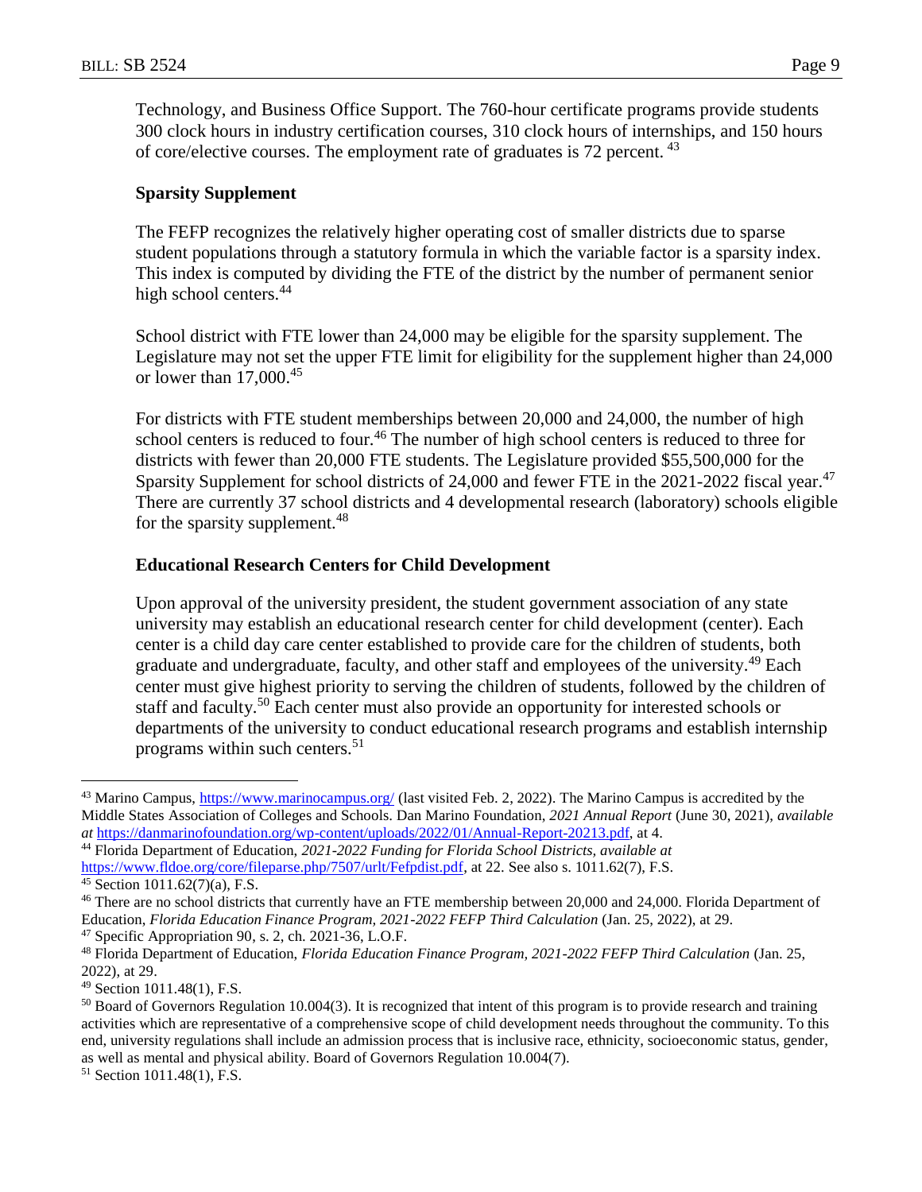Technology, and Business Office Support. The 760-hour certificate programs provide students 300 clock hours in industry certification courses, 310 clock hours of internships, and 150 hours of core/elective courses. The employment rate of graduates is 72 percent. [43]

### Sparsity Supplement

The FEFP recognizes the relatively higher operating cost of smaller districts due to sparse student populations through a statutory formula in which the variable factor is a sparsity index. This index is computed by dividing the FTE of the district by the number of permanent senior high school centers.[44]

School district with FTE lower than 24,000 may be eligible for the sparsity supplement. The Legislature may not set the upper FTE limit for eligibility for the supplement higher than 24,000 or lower than 17,000.[45]

For districts with FTE student memberships between 20,000 and 24,000, the number of high school centers is reduced to four.[46] The number of high school centers is reduced to three for districts with fewer than 20,000 FTE students. The Legislature provided $55,500,000 for the Sparsity Supplement for school districts of 24,000 and fewer FTE in the 2021-2022 fiscal year.[47] There are currently 37 school districts and 4 developmental research (laboratory) schools eligible for the sparsity supplement.[48]

### Educational Research Centers for Child Development

Upon approval of the university president, the student government association of any state university may establish an educational research center for child development (center). Each center is a child day care center established to provide care for the children of students, both graduate and undergraduate, faculty, and other staff and employees of the university.[49] Each center must give highest priority to serving the children of students, followed by the children of staff and faculty.[50] Each center must also provide an opportunity for interested schools or departments of the university to conduct educational research programs and establish internship programs within such centers.[51]

---

[43] Marino Campus, https://www.marinocampus.org/ (last visited Feb. 2, 2022). The Marino Campus is accredited by the Middle States Association of Colleges and Schools. Dan Marino Foundation, *2021 Annual Report* (June 30, 2021), *available at* https://danmarinofoundation.org/wp-content/uploads/2022/01/Annual-Report-20213.pdf, at 4.

[44] Florida Department of Education, *2021-2022 Funding for Florida School Districts, available at* https://www.fldoe.org/core/fileparse.php/7507/urlt/Fefpdist.pdf, at 22. See also s. 1011.62(7), F.S.

[45] Section 1011.62(7)(a), F.S.

[46] There are no school districts that currently have an FTE membership between 20,000 and 24,000. Florida Department of Education, *Florida Education Finance Program, 2021-2022 FEFP Third Calculation* (Jan. 25, 2022), at 29.

[47] Specific Appropriation 90, s. 2, ch. 2021-36, L.O.F.

[48] Florida Department of Education, *Florida Education Finance Program, 2021-2022 FEFP Third Calculation* (Jan. 25, 2022), at 29.

[49] Section 1011.48(1), F.S.

[50] Board of Governors Regulation 10.004(3). It is recognized that intent of this program is to provide research and training activities which are representative of a comprehensive scope of child development needs throughout the community. To this end, university regulations shall include an admission process that is inclusive race, ethnicity, socioeconomic status, gender, as well as mental and physical ability. Board of Governors Regulation 10.004(7).

[51] Section 1011.48(1), F.S.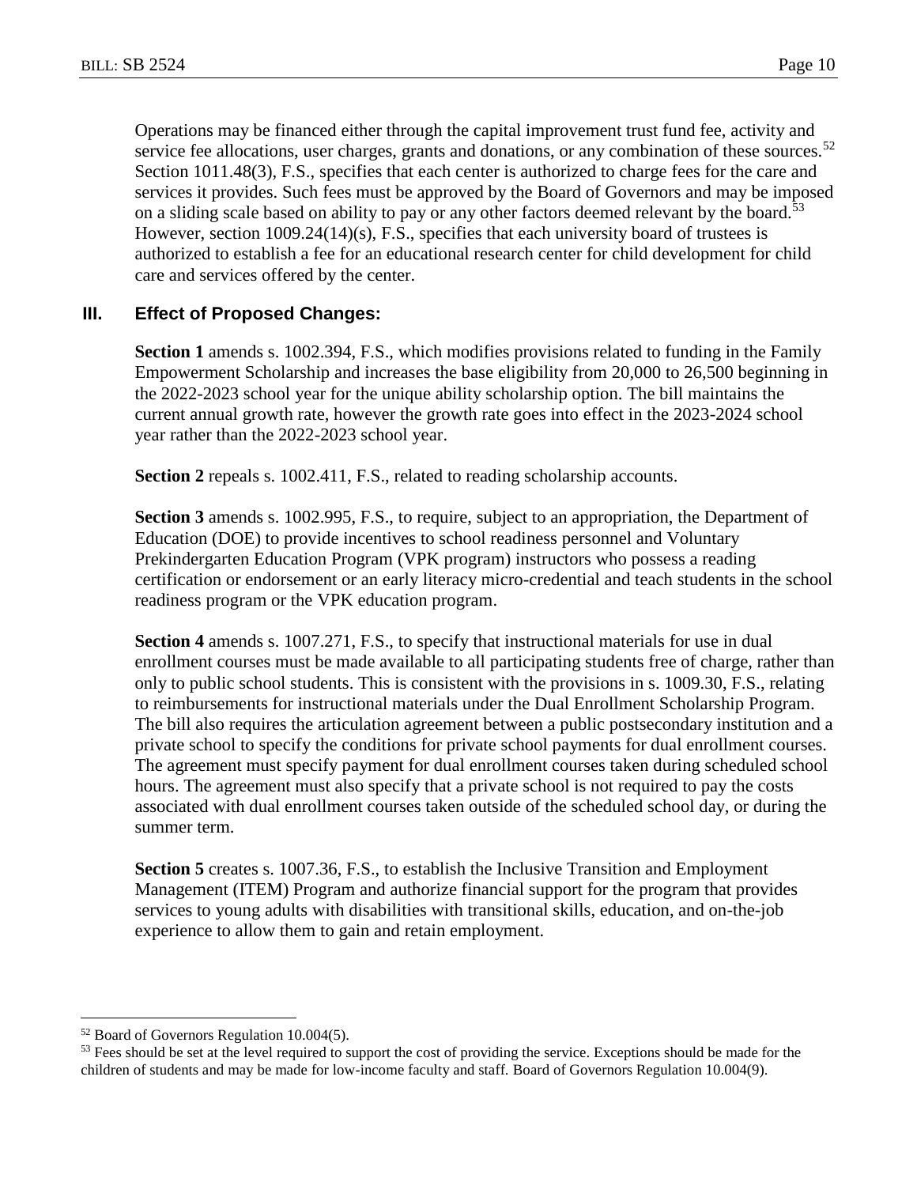Operations may be financed either through the capital improvement trust fund fee, activity and service fee allocations, user charges, grants and donations, or any combination of these sources.[52] Section 1011.48(3), F.S., specifies that each center is authorized to charge fees for the care and services it provides. Such fees must be approved by the Board of Governors and may be imposed on a sliding scale based on ability to pay or any other factors deemed relevant by the board.[53] However, section 1009.24(14)(s), F.S., specifies that each university board of trustees is authorized to establish a fee for an educational research center for child development for child care and services offered by the center.

## III. Effect of Proposed Changes:

**Section 1** amends s. 1002.394, F.S., which modifies provisions related to funding in the Family Empowerment Scholarship and increases the base eligibility from 20,000 to 26,500 beginning in the 2022-2023 school year for the unique ability scholarship option. The bill maintains the current annual growth rate, however the growth rate goes into effect in the 2023-2024 school year rather than the 2022-2023 school year.

**Section 2** repeals s. 1002.411, F.S., related to reading scholarship accounts.

**Section 3** amends s. 1002.995, F.S., to require, subject to an appropriation, the Department of Education (DOE) to provide incentives to school readiness personnel and Voluntary Prekindergarten Education Program (VPK program) instructors who possess a reading certification or endorsement or an early literacy micro-credential and teach students in the school readiness program or the VPK education program.

**Section 4** amends s. 1007.271, F.S., to specify that instructional materials for use in dual enrollment courses must be made available to all participating students free of charge, rather than only to public school students. This is consistent with the provisions in s. 1009.30, F.S., relating to reimbursements for instructional materials under the Dual Enrollment Scholarship Program. The bill also requires the articulation agreement between a public postsecondary institution and a private school to specify the conditions for private school payments for dual enrollment courses. The agreement must specify payment for dual enrollment courses taken during scheduled school hours. The agreement must also specify that a private school is not required to pay the costs associated with dual enrollment courses taken outside of the scheduled school day, or during the summer term.

**Section 5** creates s. 1007.36, F.S., to establish the Inclusive Transition and Employment Management (ITEM) Program and authorize financial support for the program that provides services to young adults with disabilities with transitional skills, education, and on-the-job experience to allow them to gain and retain employment.

---

[52] Board of Governors Regulation 10.004(5).

[53] Fees should be set at the level required to support the cost of providing the service. Exceptions should be made for the children of students and may be made for low-income faculty and staff. Board of Governors Regulation 10.004(9).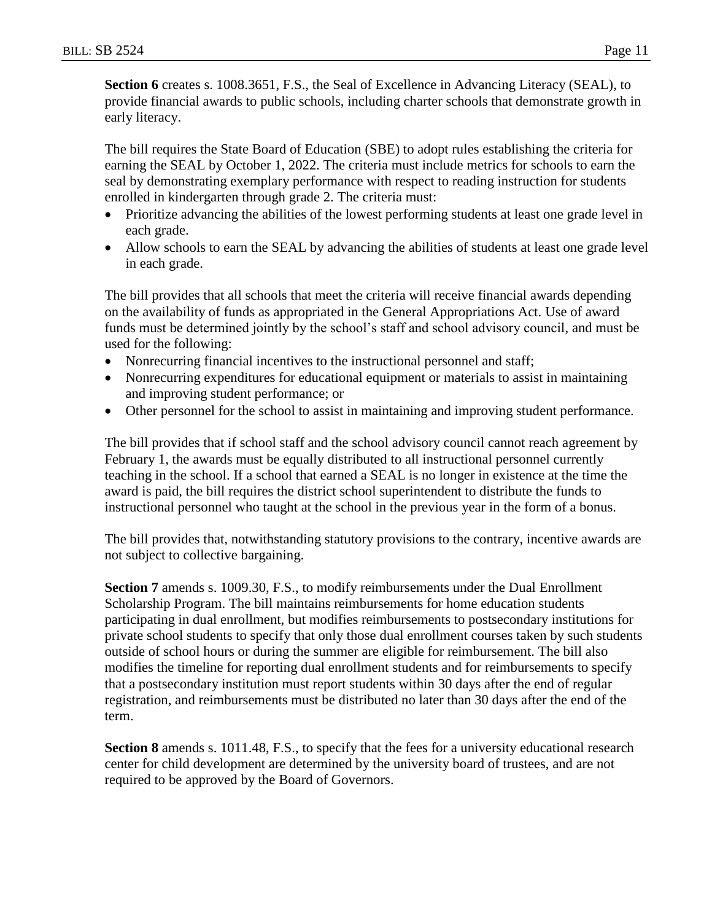**Section 6** creates s. 1008.3651, F.S., the Seal of Excellence in Advancing Literacy (SEAL), to provide financial awards to public schools, including charter schools that demonstrate growth in early literacy.

The bill requires the State Board of Education (SBE) to adopt rules establishing the criteria for earning the SEAL by October 1, 2022. The criteria must include metrics for schools to earn the seal by demonstrating exemplary performance with respect to reading instruction for students enrolled in kindergarten through grade 2. The criteria must:

- Prioritize advancing the abilities of the lowest performing students at least one grade level in each grade.
- Allow schools to earn the SEAL by advancing the abilities of students at least one grade level in each grade.

The bill provides that all schools that meet the criteria will receive financial awards depending on the availability of funds as appropriated in the General Appropriations Act. Use of award funds must be determined jointly by the school's staff and school advisory council, and must be used for the following:

- Nonrecurring financial incentives to the instructional personnel and staff;
- Nonrecurring expenditures for educational equipment or materials to assist in maintaining and improving student performance; or
- Other personnel for the school to assist in maintaining and improving student performance.

The bill provides that if school staff and the school advisory council cannot reach agreement by February 1, the awards must be equally distributed to all instructional personnel currently teaching in the school. If a school that earned a SEAL is no longer in existence at the time the award is paid, the bill requires the district school superintendent to distribute the funds to instructional personnel who taught at the school in the previous year in the form of a bonus.

The bill provides that, notwithstanding statutory provisions to the contrary, incentive awards are not subject to collective bargaining.

**Section 7** amends s. 1009.30, F.S., to modify reimbursements under the Dual Enrollment Scholarship Program. The bill maintains reimbursements for home education students participating in dual enrollment, but modifies reimbursements to postsecondary institutions for private school students to specify that only those dual enrollment courses taken by such students outside of school hours or during the summer are eligible for reimbursement. The bill also modifies the timeline for reporting dual enrollment students and for reimbursements to specify that a postsecondary institution must report students within 30 days after the end of regular registration, and reimbursements must be distributed no later than 30 days after the end of the term.

**Section 8** amends s. 1011.48, F.S., to specify that the fees for a university educational research center for child development are determined by the university board of trustees, and are not required to be approved by the Board of Governors.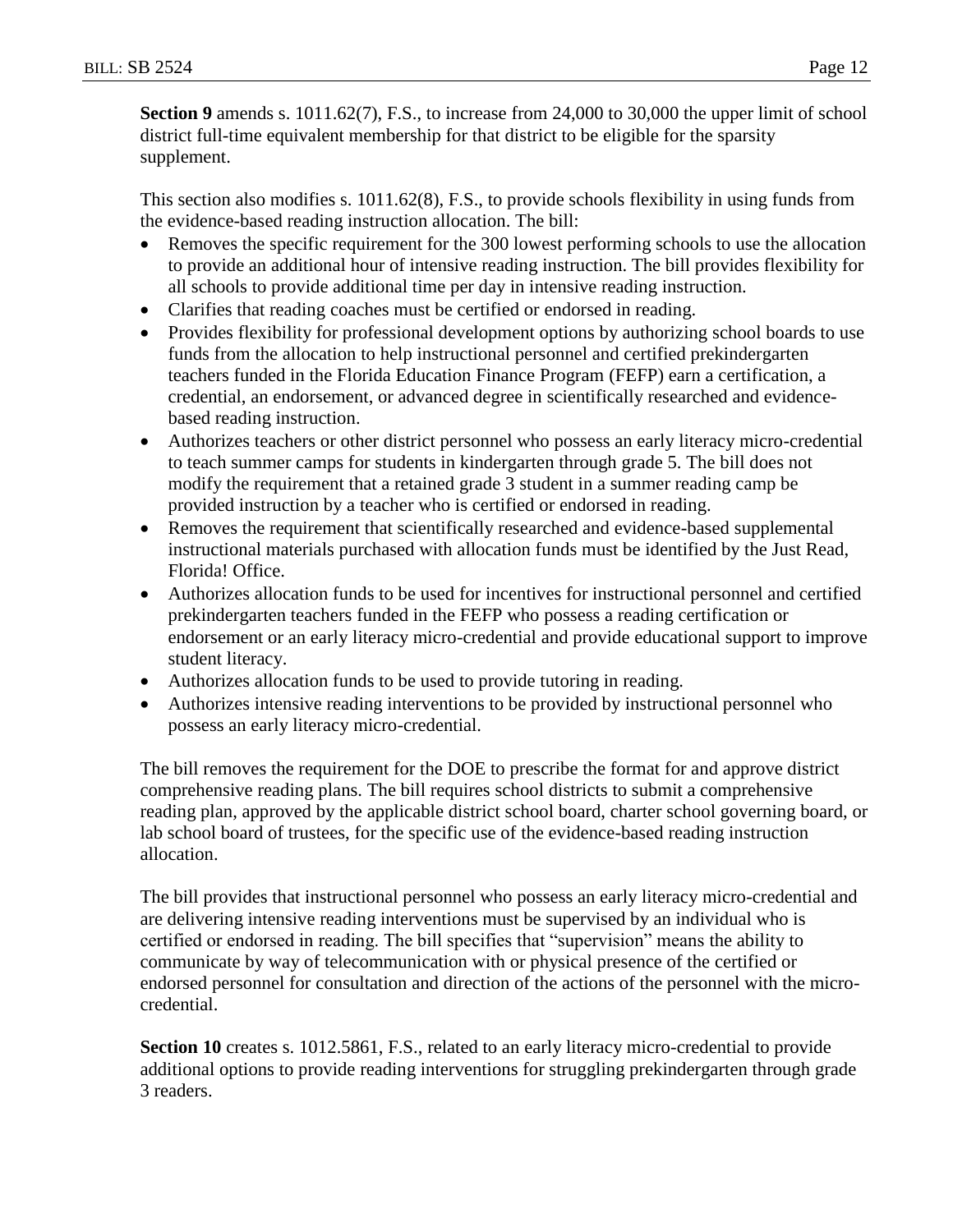**Section 9** amends s. 1011.62(7), F.S., to increase from 24,000 to 30,000 the upper limit of school district full-time equivalent membership for that district to be eligible for the sparsity supplement.

This section also modifies s. 1011.62(8), F.S., to provide schools flexibility in using funds from the evidence-based reading instruction allocation. The bill:

- Removes the specific requirement for the 300 lowest performing schools to use the allocation to provide an additional hour of intensive reading instruction. The bill provides flexibility for all schools to provide additional time per day in intensive reading instruction.
- Clarifies that reading coaches must be certified or endorsed in reading.
- Provides flexibility for professional development options by authorizing school boards to use funds from the allocation to help instructional personnel and certified prekindergarten teachers funded in the Florida Education Finance Program (FEFP) earn a certification, a credential, an endorsement, or advanced degree in scientifically researched and evidence-based reading instruction.
- Authorizes teachers or other district personnel who possess an early literacy micro-credential to teach summer camps for students in kindergarten through grade 5. The bill does not modify the requirement that a retained grade 3 student in a summer reading camp be provided instruction by a teacher who is certified or endorsed in reading.
- Removes the requirement that scientifically researched and evidence-based supplemental instructional materials purchased with allocation funds must be identified by the Just Read, Florida! Office.
- Authorizes allocation funds to be used for incentives for instructional personnel and certified prekindergarten teachers funded in the FEFP who possess a reading certification or endorsement or an early literacy micro-credential and provide educational support to improve student literacy.
- Authorizes allocation funds to be used to provide tutoring in reading.
- Authorizes intensive reading interventions to be provided by instructional personnel who possess an early literacy micro-credential.

The bill removes the requirement for the DOE to prescribe the format for and approve district comprehensive reading plans. The bill requires school districts to submit a comprehensive reading plan, approved by the applicable district school board, charter school governing board, or lab school board of trustees, for the specific use of the evidence-based reading instruction allocation.

The bill provides that instructional personnel who possess an early literacy micro-credential and are delivering intensive reading interventions must be supervised by an individual who is certified or endorsed in reading. The bill specifies that "supervision" means the ability to communicate by way of telecommunication with or physical presence of the certified or endorsed personnel for consultation and direction of the actions of the personnel with the micro-credential.

**Section 10** creates s. 1012.5861, F.S., related to an early literacy micro-credential to provide additional options to provide reading interventions for struggling prekindergarten through grade 3 readers.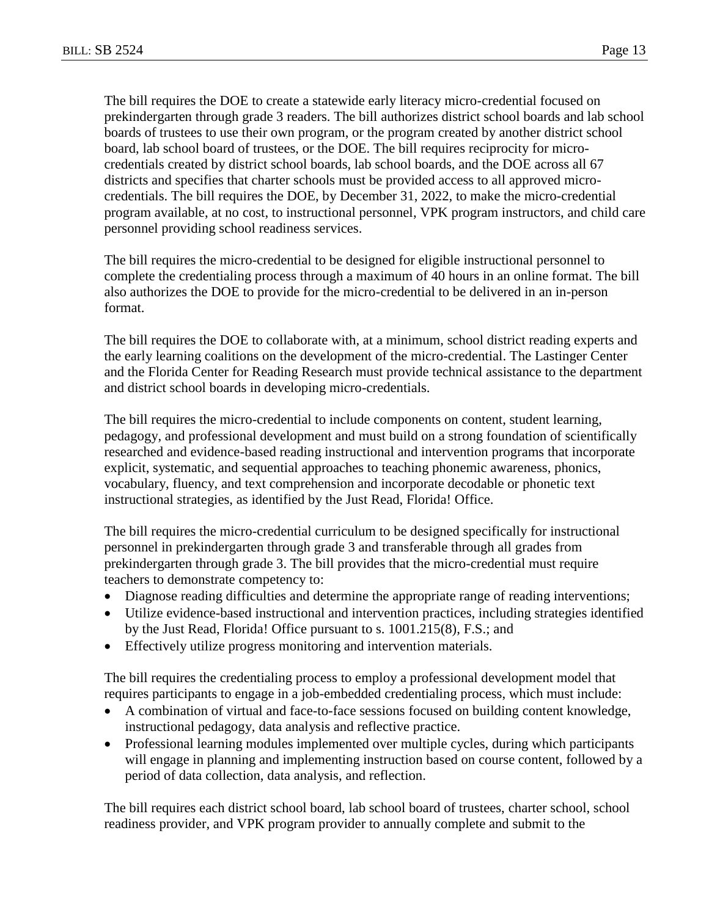The bill requires the DOE to create a statewide early literacy micro-credential focused on prekindergarten through grade 3 readers. The bill authorizes district school boards and lab school boards of trustees to use their own program, or the program created by another district school board, lab school board of trustees, or the DOE. The bill requires reciprocity for micro-credentials created by district school boards, lab school boards, and the DOE across all 67 districts and specifies that charter schools must be provided access to all approved micro-credentials. The bill requires the DOE, by December 31, 2022, to make the micro-credential program available, at no cost, to instructional personnel, VPK program instructors, and child care personnel providing school readiness services.

The bill requires the micro-credential to be designed for eligible instructional personnel to complete the credentialing process through a maximum of 40 hours in an online format. The bill also authorizes the DOE to provide for the micro-credential to be delivered in an in-person format.

The bill requires the DOE to collaborate with, at a minimum, school district reading experts and the early learning coalitions on the development of the micro-credential. The Lastinger Center and the Florida Center for Reading Research must provide technical assistance to the department and district school boards in developing micro-credentials.

The bill requires the micro-credential to include components on content, student learning, pedagogy, and professional development and must build on a strong foundation of scientifically researched and evidence-based reading instructional and intervention programs that incorporate explicit, systematic, and sequential approaches to teaching phonemic awareness, phonics, vocabulary, fluency, and text comprehension and incorporate decodable or phonetic text instructional strategies, as identified by the Just Read, Florida! Office.

The bill requires the micro-credential curriculum to be designed specifically for instructional personnel in prekindergarten through grade 3 and transferable through all grades from prekindergarten through grade 3. The bill provides that the micro-credential must require teachers to demonstrate competency to:

- Diagnose reading difficulties and determine the appropriate range of reading interventions;
- Utilize evidence-based instructional and intervention practices, including strategies identified by the Just Read, Florida! Office pursuant to s. 1001.215(8), F.S.; and
- Effectively utilize progress monitoring and intervention materials.

The bill requires the credentialing process to employ a professional development model that requires participants to engage in a job-embedded credentialing process, which must include:

- A combination of virtual and face-to-face sessions focused on building content knowledge, instructional pedagogy, data analysis and reflective practice.
- Professional learning modules implemented over multiple cycles, during which participants will engage in planning and implementing instruction based on course content, followed by a period of data collection, data analysis, and reflection.

The bill requires each district school board, lab school board of trustees, charter school, school readiness provider, and VPK program provider to annually complete and submit to the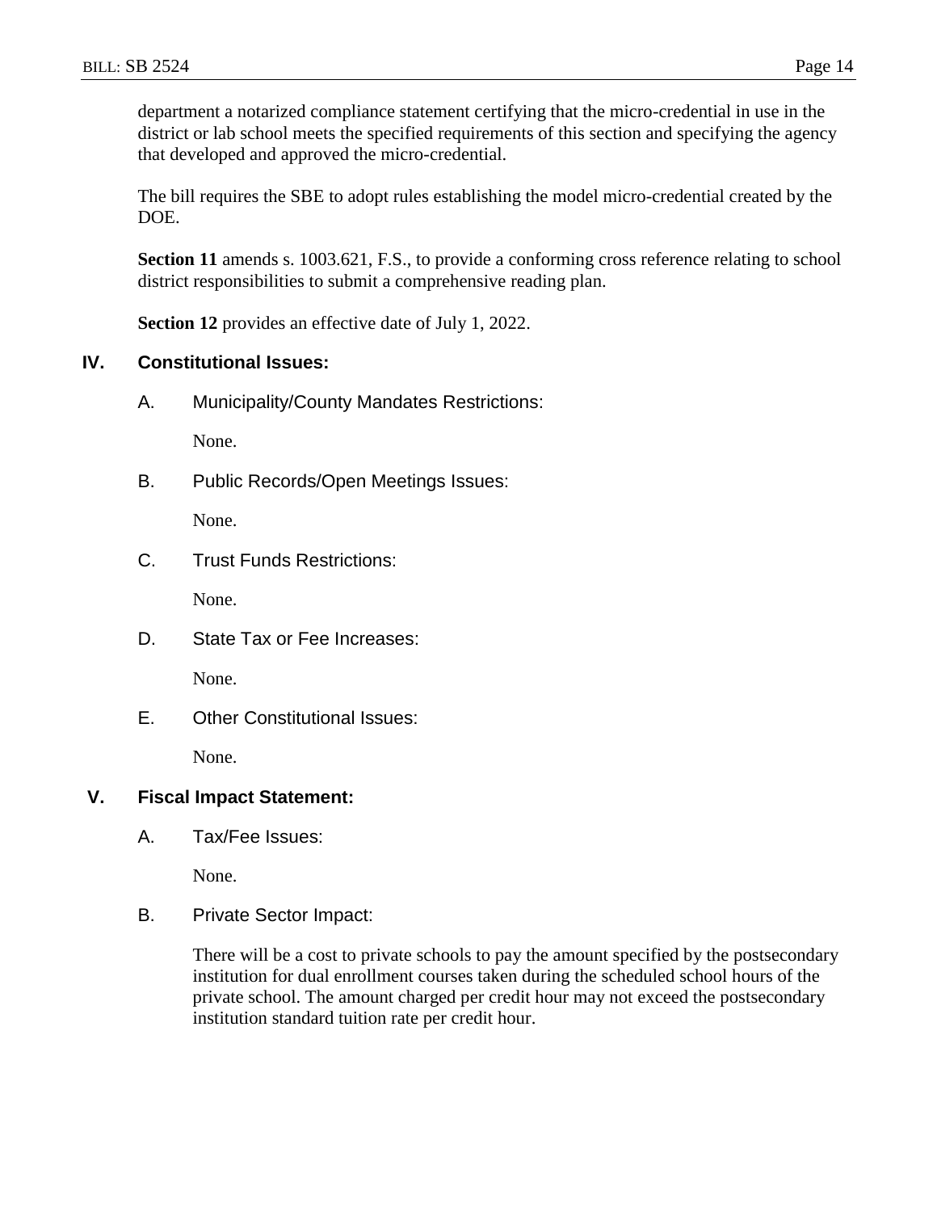department a notarized compliance statement certifying that the micro-credential in use in the district or lab school meets the specified requirements of this section and specifying the agency that developed and approved the micro-credential.

The bill requires the SBE to adopt rules establishing the model micro-credential created by the DOE.

**Section 11** amends s. 1003.621, F.S., to provide a conforming cross reference relating to school district responsibilities to submit a comprehensive reading plan.

**Section 12** provides an effective date of July 1, 2022.

## IV. Constitutional Issues:

### A. Municipality/County Mandates Restrictions:

None.

### B. Public Records/Open Meetings Issues:

None.

### C. Trust Funds Restrictions:

None.

### D. State Tax or Fee Increases:

None.

### E. Other Constitutional Issues:

None.

## V. Fiscal Impact Statement:

### A. Tax/Fee Issues:

None.

### B. Private Sector Impact:

There will be a cost to private schools to pay the amount specified by the postsecondary institution for dual enrollment courses taken during the scheduled school hours of the private school. The amount charged per credit hour may not exceed the postsecondary institution standard tuition rate per credit hour.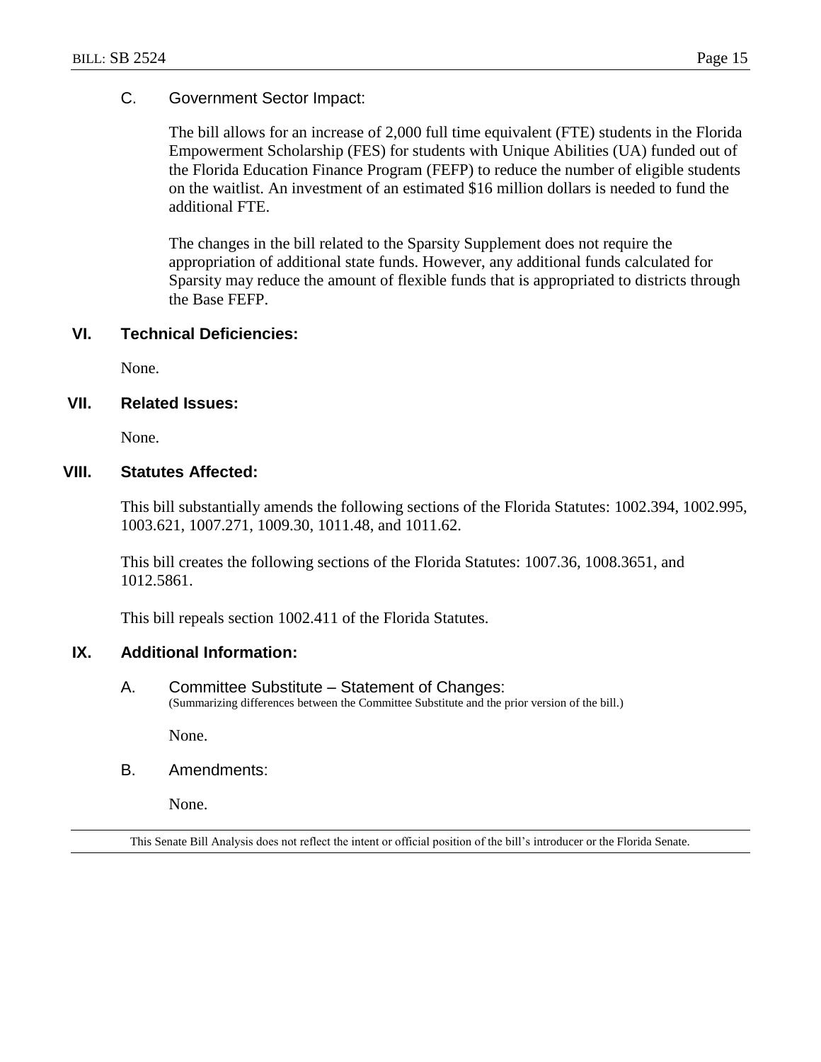### C. Government Sector Impact:

The bill allows for an increase of 2,000 full time equivalent (FTE) students in the Florida Empowerment Scholarship (FES) for students with Unique Abilities (UA) funded out of the Florida Education Finance Program (FEFP) to reduce the number of eligible students on the waitlist. An investment of an estimated $16 million dollars is needed to fund the additional FTE.

The changes in the bill related to the Sparsity Supplement does not require the appropriation of additional state funds. However, any additional funds calculated for Sparsity may reduce the amount of flexible funds that is appropriated to districts through the Base FEFP.

## VI. Technical Deficiencies:

None.

## VII. Related Issues:

None.

## VIII. Statutes Affected:

This bill substantially amends the following sections of the Florida Statutes: 1002.394, 1002.995, 1003.621, 1007.271, 1009.30, 1011.48, and 1011.62.

This bill creates the following sections of the Florida Statutes: 1007.36, 1008.3651, and 1012.5861.

This bill repeals section 1002.411 of the Florida Statutes.

## IX. Additional Information:

### A. Committee Substitute – Statement of Changes:

(Summarizing differences between the Committee Substitute and the prior version of the bill.)

None.

### B. Amendments:

None.

This Senate Bill Analysis does not reflect the intent or official position of the bill's introducer or the Florida Senate.